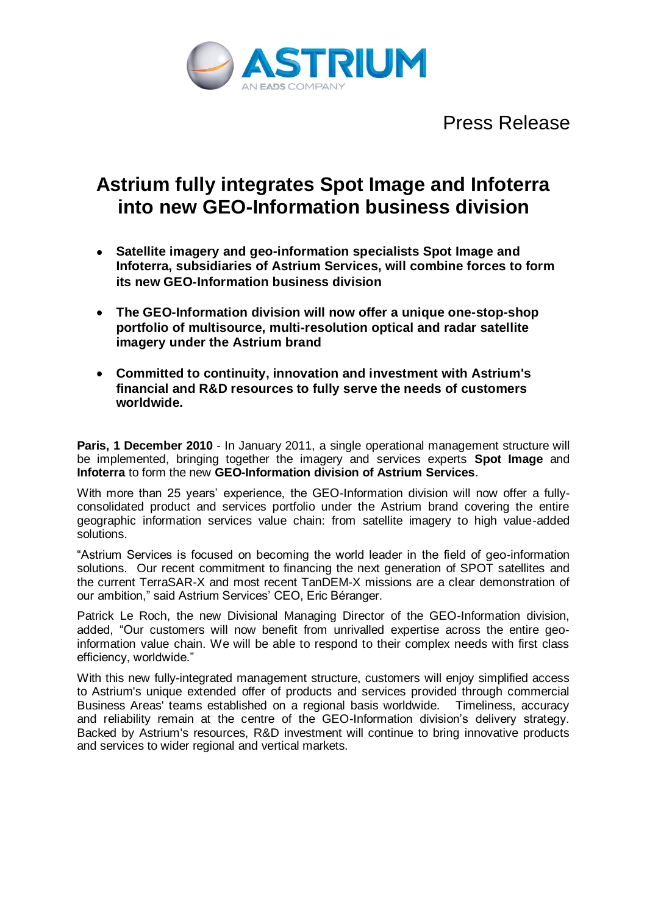ASTRIUM

AN EADS COMPANY

Press Release

# Astrium fully integrates Spot Image and Infoterra into new GEO-Information business division

- **Satellite imagery and geo-information specialists Spot Image and Infoterra, subsidiaries of Astrium Services, will combine forces to form its new GEO-Information business division**
- **The GEO-Information division will now offer a unique one-stop-shop portfolio of multisource, multi-resolution optical and radar satellite imagery under the Astrium brand**
- **Committed to continuity, innovation and investment with Astrium's financial and R&D resources to fully serve the needs of customers worldwide.**

**Paris, 1 December 2010** - In January 2011, a single operational management structure will be implemented, bringing together the imagery and services experts **Spot Image** and **Infoterra** to form the new **GEO-Information division of Astrium Services**.

With more than 25 years' experience, the GEO-Information division will now offer a fully-consolidated product and services portfolio under the Astrium brand covering the entire geographic information services value chain: from satellite imagery to high value-added solutions.

"Astrium Services is focused on becoming the world leader in the field of geo-information solutions. Our recent commitment to financing the next generation of SPOT satellites and the current TerraSAR-X and most recent TanDEM-X missions are a clear demonstration of our ambition," said Astrium Services' CEO, Eric Béranger.

Patrick Le Roch, the new Divisional Managing Director of the GEO-Information division, added, "Our customers will now benefit from unrivalled expertise across the entire geo-information value chain. We will be able to respond to their complex needs with first class efficiency, worldwide."

With this new fully-integrated management structure, customers will enjoy simplified access to Astrium's unique extended offer of products and services provided through commercial Business Areas' teams established on a regional basis worldwide. Timeliness, accuracy and reliability remain at the centre of the GEO-Information division's delivery strategy. Backed by Astrium's resources, R&D investment will continue to bring innovative products and services to wider regional and vertical markets.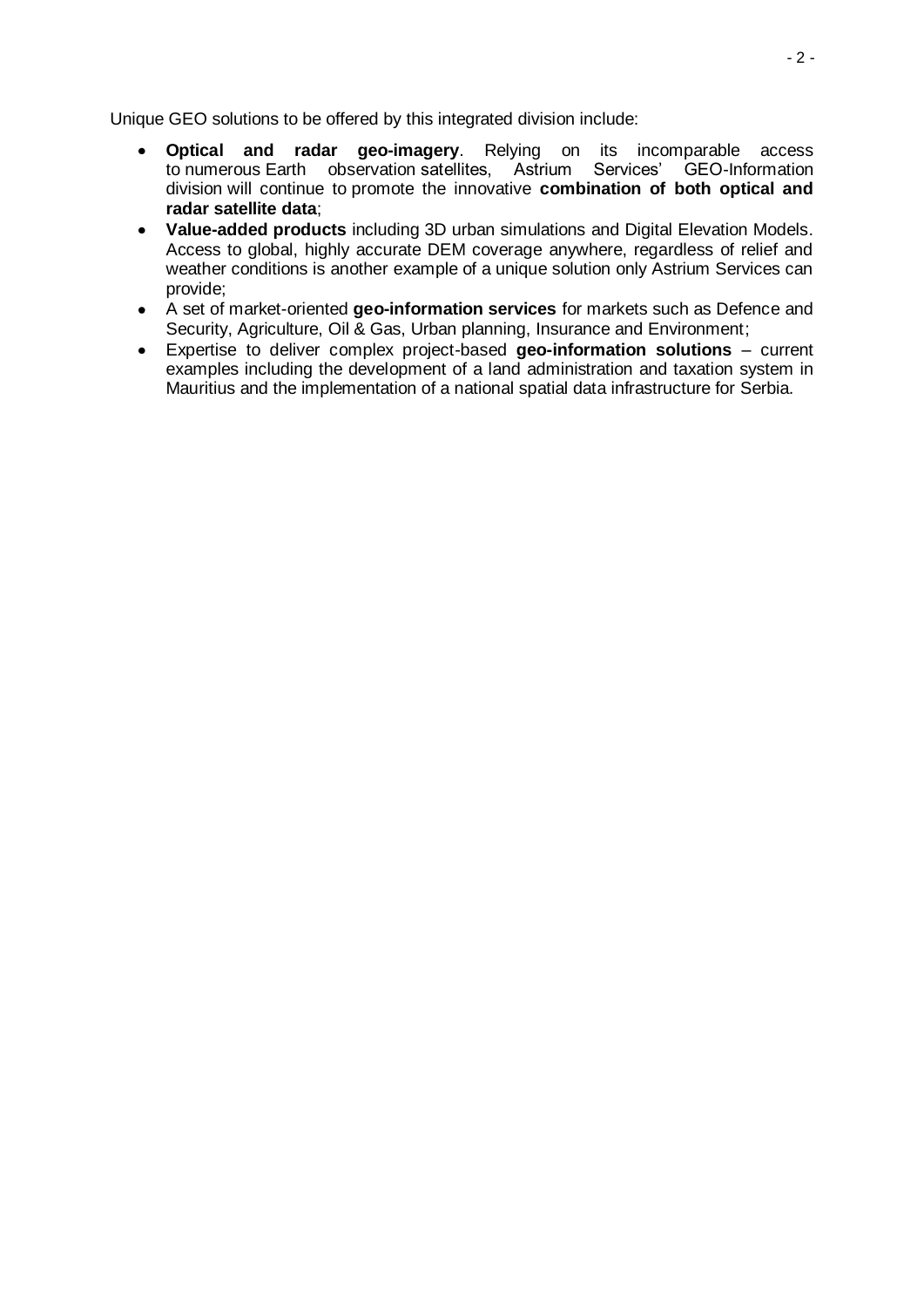Unique GEO solutions to be offered by this integrated division include:

- **Optical and radar geo-imagery**. Relying on its incomparable access to numerous Earth observation satellites, Astrium Services' GEO-Information division will continue to promote the innovative **combination of both optical and radar satellite data**;
- **Value-added products** including 3D urban simulations and Digital Elevation Models. Access to global, highly accurate DEM coverage anywhere, regardless of relief and weather conditions is another example of a unique solution only Astrium Services can provide;
- A set of market-oriented **geo-information services** for markets such as Defence and Security, Agriculture, Oil & Gas, Urban planning, Insurance and Environment;
- Expertise to deliver complex project-based **geo-information solutions** – current examples including the development of a land administration and taxation system in Mauritius and the implementation of a national spatial data infrastructure for Serbia.